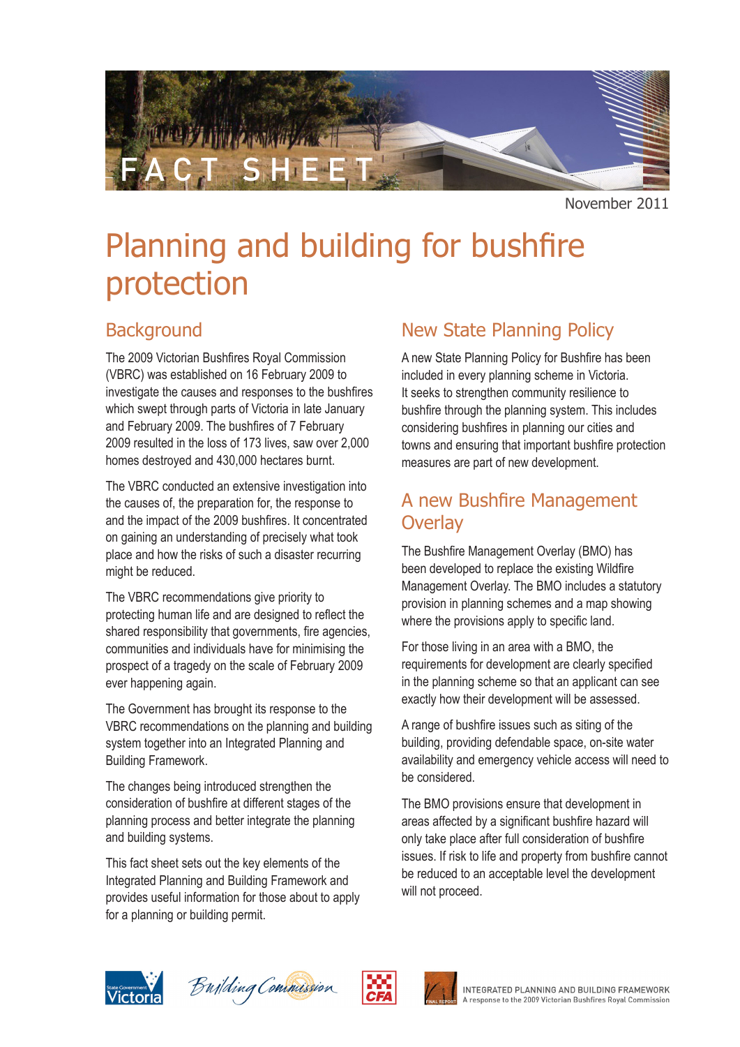FACT SHEET

November 2011

# Planning and building for bushfire protection

## Background

The 2009 Victorian Bushfires Royal Commission (VBRC) was established on 16 February 2009 to investigate the causes and responses to the bushfires which swept through parts of Victoria in late January and February 2009. The bushfires of 7 February 2009 resulted in the loss of 173 lives, saw over 2,000 homes destroyed and 430,000 hectares burnt.

The VBRC conducted an extensive investigation into the causes of, the preparation for, the response to and the impact of the 2009 bushfires. It concentrated on gaining an understanding of precisely what took place and how the risks of such a disaster recurring might be reduced.

The VBRC recommendations give priority to protecting human life and are designed to reflect the shared responsibility that governments, fire agencies, communities and individuals have for minimising the prospect of a tragedy on the scale of February 2009 ever happening again.

The Government has brought its response to the VBRC recommendations on the planning and building system together into an Integrated Planning and Building Framework.

The changes being introduced strengthen the consideration of bushfire at different stages of the planning process and better integrate the planning and building systems.

This fact sheet sets out the key elements of the Integrated Planning and Building Framework and provides useful information for those about to apply for a planning or building permit.

## New State Planning Policy

A new State Planning Policy for Bushfire has been included in every planning scheme in Victoria. It seeks to strengthen community resilience to bushfire through the planning system. This includes considering bushfires in planning our cities and towns and ensuring that important bushfire protection measures are part of new development.

## A new Bushfire Management Overlay

The Bushfire Management Overlay (BMO) has been developed to replace the existing Wildfire Management Overlay. The BMO includes a statutory provision in planning schemes and a map showing where the provisions apply to specific land.

For those living in an area with a BMO, the requirements for development are clearly specified in the planning scheme so that an applicant can see exactly how their development will be assessed.

A range of bushfire issues such as siting of the building, providing defendable space, on-site water availability and emergency vehicle access will need to be considered.

The BMO provisions ensure that development in areas affected by a significant bushfire hazard will only take place after full consideration of bushfire issues. If risk to life and property from bushfire cannot be reduced to an acceptable level the development will not proceed.

INTEGRATED PLANNING AND BUILDING FRAMEWORK
A response to the 2009 Victorian Bushfires Royal Commission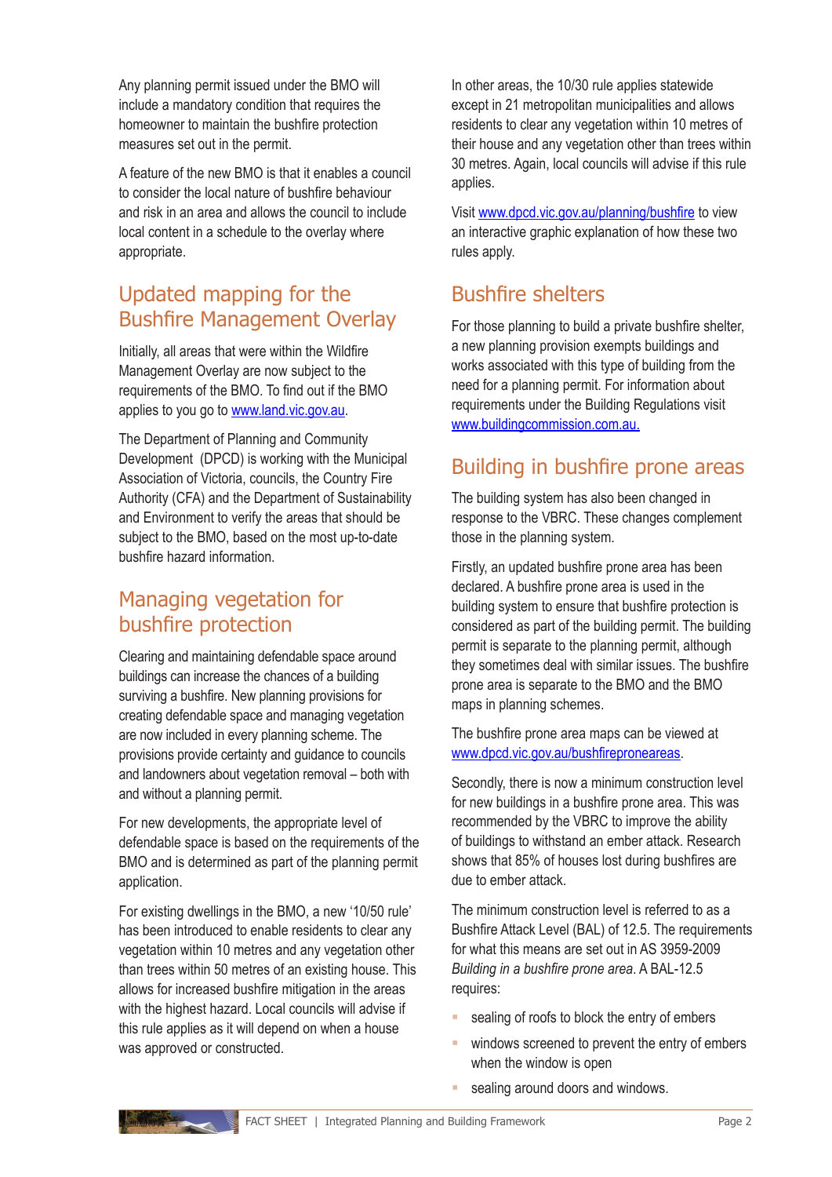Any planning permit issued under the BMO will include a mandatory condition that requires the homeowner to maintain the bushfire protection measures set out in the permit.

A feature of the new BMO is that it enables a council to consider the local nature of bushfire behaviour and risk in an area and allows the council to include local content in a schedule to the overlay where appropriate.

## Updated mapping for the Bushfire Management Overlay

Initially, all areas that were within the Wildfire Management Overlay are now subject to the requirements of the BMO. To find out if the BMO applies to you go to www.land.vic.gov.au.

The Department of Planning and Community Development (DPCD) is working with the Municipal Association of Victoria, councils, the Country Fire Authority (CFA) and the Department of Sustainability and Environment to verify the areas that should be subject to the BMO, based on the most up-to-date bushfire hazard information.

## Managing vegetation for bushfire protection

Clearing and maintaining defendable space around buildings can increase the chances of a building surviving a bushfire. New planning provisions for creating defendable space and managing vegetation are now included in every planning scheme. The provisions provide certainty and guidance to councils and landowners about vegetation removal – both with and without a planning permit.

For new developments, the appropriate level of defendable space is based on the requirements of the BMO and is determined as part of the planning permit application.

For existing dwellings in the BMO, a new '10/50 rule' has been introduced to enable residents to clear any vegetation within 10 metres and any vegetation other than trees within 50 metres of an existing house. This allows for increased bushfire mitigation in the areas with the highest hazard. Local councils will advise if this rule applies as it will depend on when a house was approved or constructed.

In other areas, the 10/30 rule applies statewide except in 21 metropolitan municipalities and allows residents to clear any vegetation within 10 metres of their house and any vegetation other than trees within 30 metres. Again, local councils will advise if this rule applies.

Visit www.dpcd.vic.gov.au/planning/bushfire to view an interactive graphic explanation of how these two rules apply.

## Bushfire shelters

For those planning to build a private bushfire shelter, a new planning provision exempts buildings and works associated with this type of building from the need for a planning permit. For information about requirements under the Building Regulations visit www.buildingcommission.com.au.

## Building in bushfire prone areas

The building system has also been changed in response to the VBRC. These changes complement those in the planning system.

Firstly, an updated bushfire prone area has been declared. A bushfire prone area is used in the building system to ensure that bushfire protection is considered as part of the building permit. The building permit is separate to the planning permit, although they sometimes deal with similar issues. The bushfire prone area is separate to the BMO and the BMO maps in planning schemes.

The bushfire prone area maps can be viewed at www.dpcd.vic.gov.au/bushfireproneareas.

Secondly, there is now a minimum construction level for new buildings in a bushfire prone area. This was recommended by the VBRC to improve the ability of buildings to withstand an ember attack. Research shows that 85% of houses lost during bushfires are due to ember attack.

The minimum construction level is referred to as a Bushfire Attack Level (BAL) of 12.5. The requirements for what this means are set out in AS 3959-2009 *Building in a bushfire prone area*. A BAL-12.5 requires:

- sealing of roofs to block the entry of embers
- windows screened to prevent the entry of embers when the window is open
- sealing around doors and windows.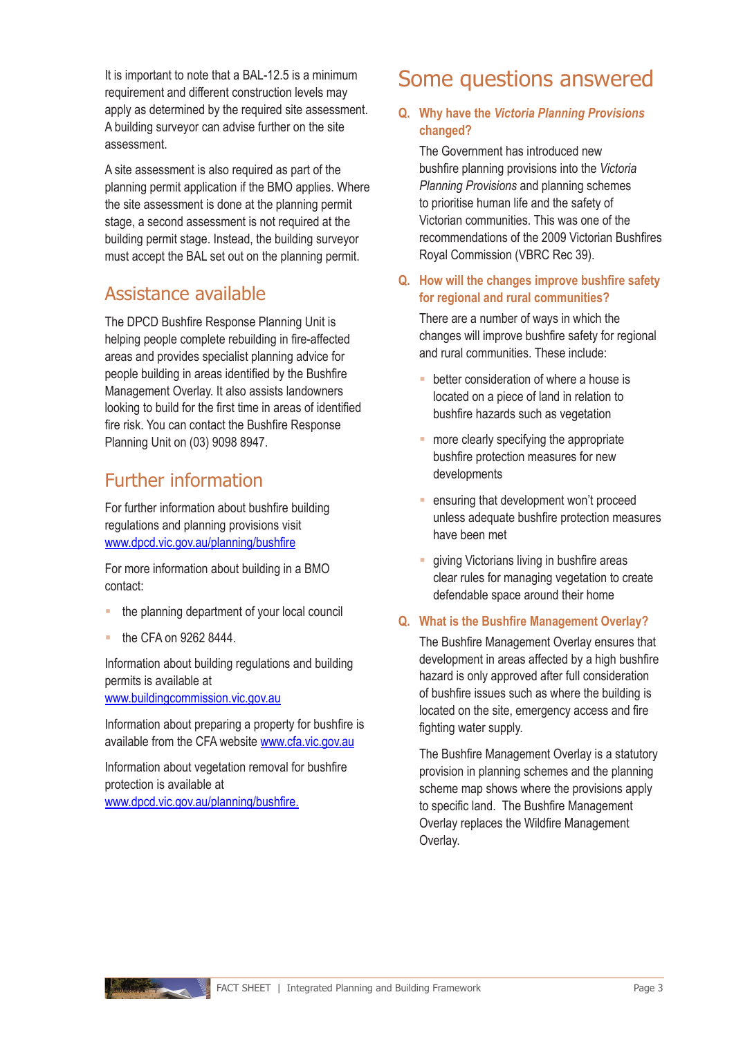It is important to note that a BAL-12.5 is a minimum requirement and different construction levels may apply as determined by the required site assessment. A building surveyor can advise further on the site assessment.

A site assessment is also required as part of the planning permit application if the BMO applies. Where the site assessment is done at the planning permit stage, a second assessment is not required at the building permit stage. Instead, the building surveyor must accept the BAL set out on the planning permit.

## Assistance available

The DPCD Bushfire Response Planning Unit is helping people complete rebuilding in fire-affected areas and provides specialist planning advice for people building in areas identified by the Bushfire Management Overlay. It also assists landowners looking to build for the first time in areas of identified fire risk. You can contact the Bushfire Response Planning Unit on (03) 9098 8947.

## Further information

For further information about bushfire building regulations and planning provisions visit www.dpcd.vic.gov.au/planning/bushfire

For more information about building in a BMO contact:

- the planning department of your local council
- the CFA on 9262 8444.

Information about building regulations and building permits is available at www.buildingcommission.vic.gov.au

Information about preparing a property for bushfire is available from the CFA website www.cfa.vic.gov.au

Information about vegetation removal for bushfire protection is available at www.dpcd.vic.gov.au/planning/bushfire.

## Some questions answered

**Q. Why have the *Victoria Planning Provisions* changed?**

The Government has introduced new bushfire planning provisions into the *Victoria Planning Provisions* and planning schemes to prioritise human life and the safety of Victorian communities. This was one of the recommendations of the 2009 Victorian Bushfires Royal Commission (VBRC Rec 39).

**Q. How will the changes improve bushfire safety for regional and rural communities?**

There are a number of ways in which the changes will improve bushfire safety for regional and rural communities. These include:

- better consideration of where a house is located on a piece of land in relation to bushfire hazards such as vegetation
- more clearly specifying the appropriate bushfire protection measures for new developments
- ensuring that development won't proceed unless adequate bushfire protection measures have been met
- giving Victorians living in bushfire areas clear rules for managing vegetation to create defendable space around their home

**Q. What is the Bushfire Management Overlay?**

The Bushfire Management Overlay ensures that development in areas affected by a high bushfire hazard is only approved after full consideration of bushfire issues such as where the building is located on the site, emergency access and fire fighting water supply.

The Bushfire Management Overlay is a statutory provision in planning schemes and the planning scheme map shows where the provisions apply to specific land. The Bushfire Management Overlay replaces the Wildfire Management Overlay.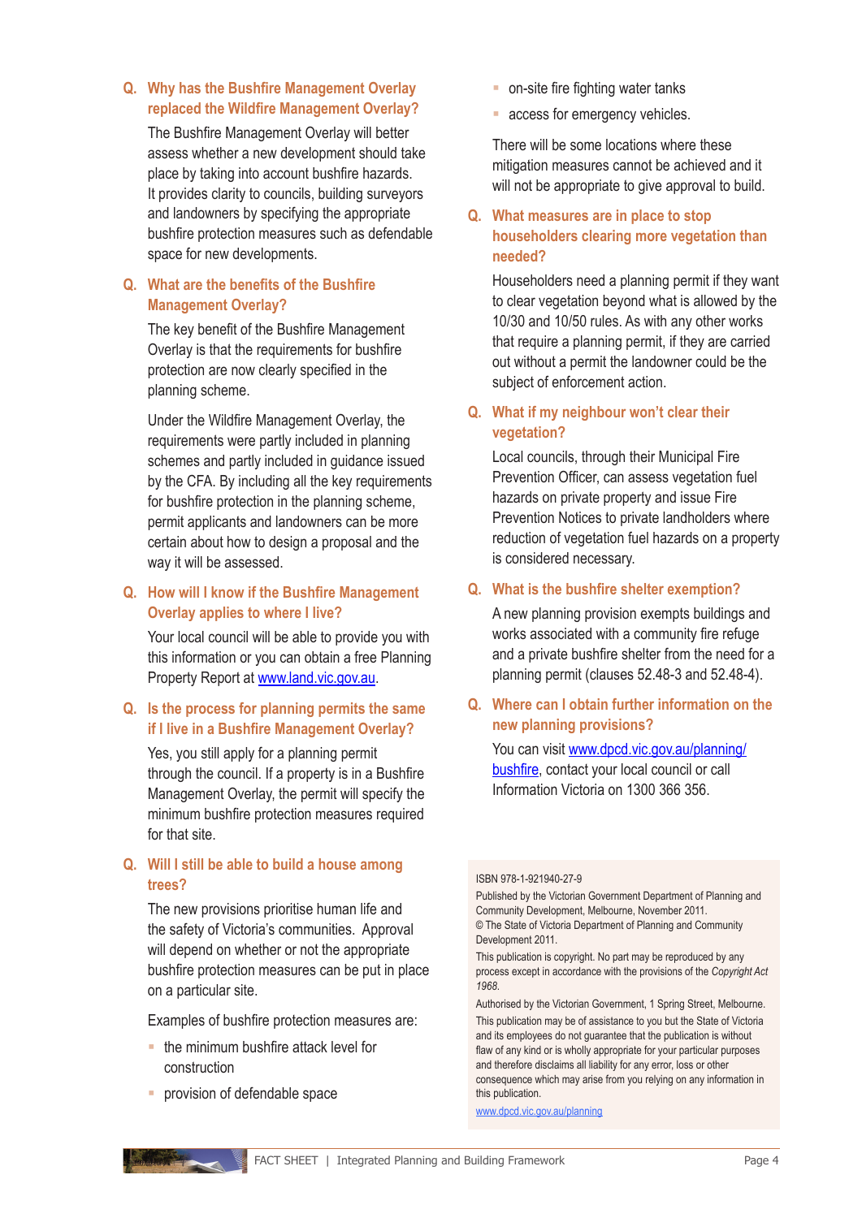### Q. Why has the Bushfire Management Overlay replaced the Wildfire Management Overlay?

The Bushfire Management Overlay will better assess whether a new development should take place by taking into account bushfire hazards. It provides clarity to councils, building surveyors and landowners by specifying the appropriate bushfire protection measures such as defendable space for new developments.

### Q. What are the benefits of the Bushfire Management Overlay?

The key benefit of the Bushfire Management Overlay is that the requirements for bushfire protection are now clearly specified in the planning scheme.

Under the Wildfire Management Overlay, the requirements were partly included in planning schemes and partly included in guidance issued by the CFA. By including all the key requirements for bushfire protection in the planning scheme, permit applicants and landowners can be more certain about how to design a proposal and the way it will be assessed.

### Q. How will I know if the Bushfire Management Overlay applies to where I live?

Your local council will be able to provide you with this information or you can obtain a free Planning Property Report at [www.land.vic.gov.au](http://www.land.vic.gov.au).

### Q. Is the process for planning permits the same if I live in a Bushfire Management Overlay?

Yes, you still apply for a planning permit through the council. If a property is in a Bushfire Management Overlay, the permit will specify the minimum bushfire protection measures required for that site.

### Q. Will I still be able to build a house among trees?

The new provisions prioritise human life and the safety of Victoria's communities. Approval will depend on whether or not the appropriate bushfire protection measures can be put in place on a particular site.

Examples of bushfire protection measures are:

- the minimum bushfire attack level for construction
- provision of defendable space
- on-site fire fighting water tanks
- access for emergency vehicles.

There will be some locations where these mitigation measures cannot be achieved and it will not be appropriate to give approval to build.

### Q. What measures are in place to stop householders clearing more vegetation than needed?

Householders need a planning permit if they want to clear vegetation beyond what is allowed by the 10/30 and 10/50 rules. As with any other works that require a planning permit, if they are carried out without a permit the landowner could be the subject of enforcement action.

### Q. What if my neighbour won't clear their vegetation?

Local councils, through their Municipal Fire Prevention Officer, can assess vegetation fuel hazards on private property and issue Fire Prevention Notices to private landholders where reduction of vegetation fuel hazards on a property is considered necessary.

### Q. What is the bushfire shelter exemption?

A new planning provision exempts buildings and works associated with a community fire refuge and a private bushfire shelter from the need for a planning permit (clauses 52.48-3 and 52.48-4).

### Q. Where can I obtain further information on the new planning provisions?

You can visit [www.dpcd.vic.gov.au/planning/bushfire](http://www.dpcd.vic.gov.au/planning/bushfire), contact your local council or call Information Victoria on 1300 366 356.

ISBN 978-1-921940-27-9

Published by the Victorian Government Department of Planning and Community Development, Melbourne, November 2011.

© The State of Victoria Department of Planning and Community Development 2011.

This publication is copyright. No part may be reproduced by any process except in accordance with the provisions of the *Copyright Act 1968*.

Authorised by the Victorian Government, 1 Spring Street, Melbourne.

This publication may be of assistance to you but the State of Victoria and its employees do not guarantee that the publication is without flaw of any kind or is wholly appropriate for your particular purposes and therefore disclaims all liability for any error, loss or other consequence which may arise from you relying on any information in this publication.

[www.dpcd.vic.gov.au/planning](http://www.dpcd.vic.gov.au/planning)